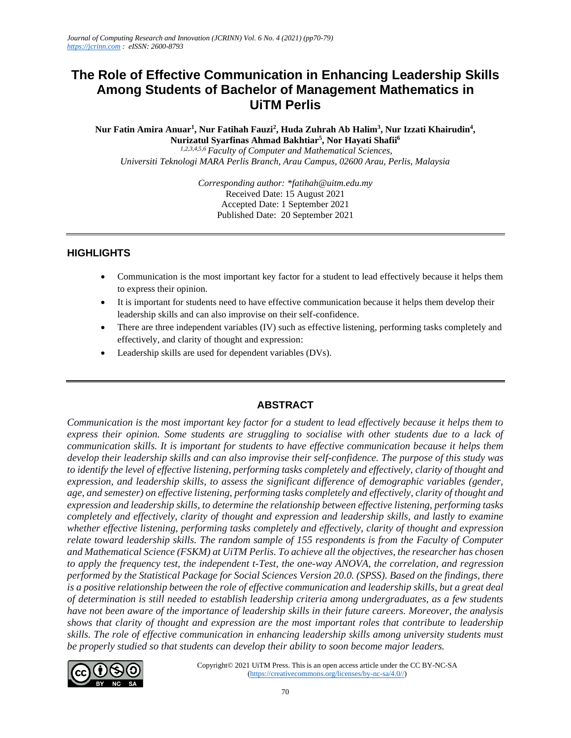# The Role of Effective Communication in Enhancing Leadership Skills Among Students of Bachelor of Management Mathematics in UiTM Perlis

**Nur Fatin Amira Anuar[1], Nur Fatihah Fauzi[2], Huda Zuhrah Ab Halim[3], Nur Izzati Khairudin[4], Nurizatul Syarfinas Ahmad Bakhtiar[5], Nor Hayati Shafii[6]**

[1,2,3,4,5,6] *Faculty of Computer and Mathematical Sciences, Universiti Teknologi MARA Perlis Branch, Arau Campus, 02600 Arau, Perlis, Malaysia*

*Corresponding author: *fatihah@uitm.edu.my*
Received Date: 15 August 2021
Accepted Date: 1 September 2021
Published Date: 20 September 2021

## HIGHLIGHTS

- Communication is the most important key factor for a student to lead effectively because it helps them to express their opinion.
- It is important for students need to have effective communication because it helps them develop their leadership skills and can also improvise on their self-confidence.
- There are three independent variables (IV) such as effective listening, performing tasks completely and effectively, and clarity of thought and expression:
- Leadership skills are used for dependent variables (DVs).

## ABSTRACT

*Communication is the most important key factor for a student to lead effectively because it helps them to express their opinion. Some students are struggling to socialise with other students due to a lack of communication skills. It is important for students to have effective communication because it helps them develop their leadership skills and can also improvise their self-confidence. The purpose of this study was to identify the level of effective listening, performing tasks completely and effectively, clarity of thought and expression, and leadership skills, to assess the significant difference of demographic variables (gender, age, and semester) on effective listening, performing tasks completely and effectively, clarity of thought and expression and leadership skills, to determine the relationship between effective listening, performing tasks completely and effectively, clarity of thought and expression and leadership skills, and lastly to examine whether effective listening, performing tasks completely and effectively, clarity of thought and expression relate toward leadership skills. The random sample of 155 respondents is from the Faculty of Computer and Mathematical Science (FSKM) at UiTM Perlis. To achieve all the objectives, the researcher has chosen to apply the frequency test, the independent t-Test, the one-way ANOVA, the correlation, and regression performed by the Statistical Package for Social Sciences Version 20.0. (SPSS). Based on the findings, there is a positive relationship between the role of effective communication and leadership skills, but a great deal of determination is still needed to establish leadership criteria among undergraduates, as a few students have not been aware of the importance of leadership skills in their future careers. Moreover, the analysis shows that clarity of thought and expression are the most important roles that contribute to leadership skills. The role of effective communication in enhancing leadership skills among university students must be properly studied so that students can develop their ability to soon become major leaders.*

Copyright© 2021 UiTM Press. This is an open access article under the CC BY-NC-SA (https://creativecommons.org/licenses/by-nc-sa/4.0//)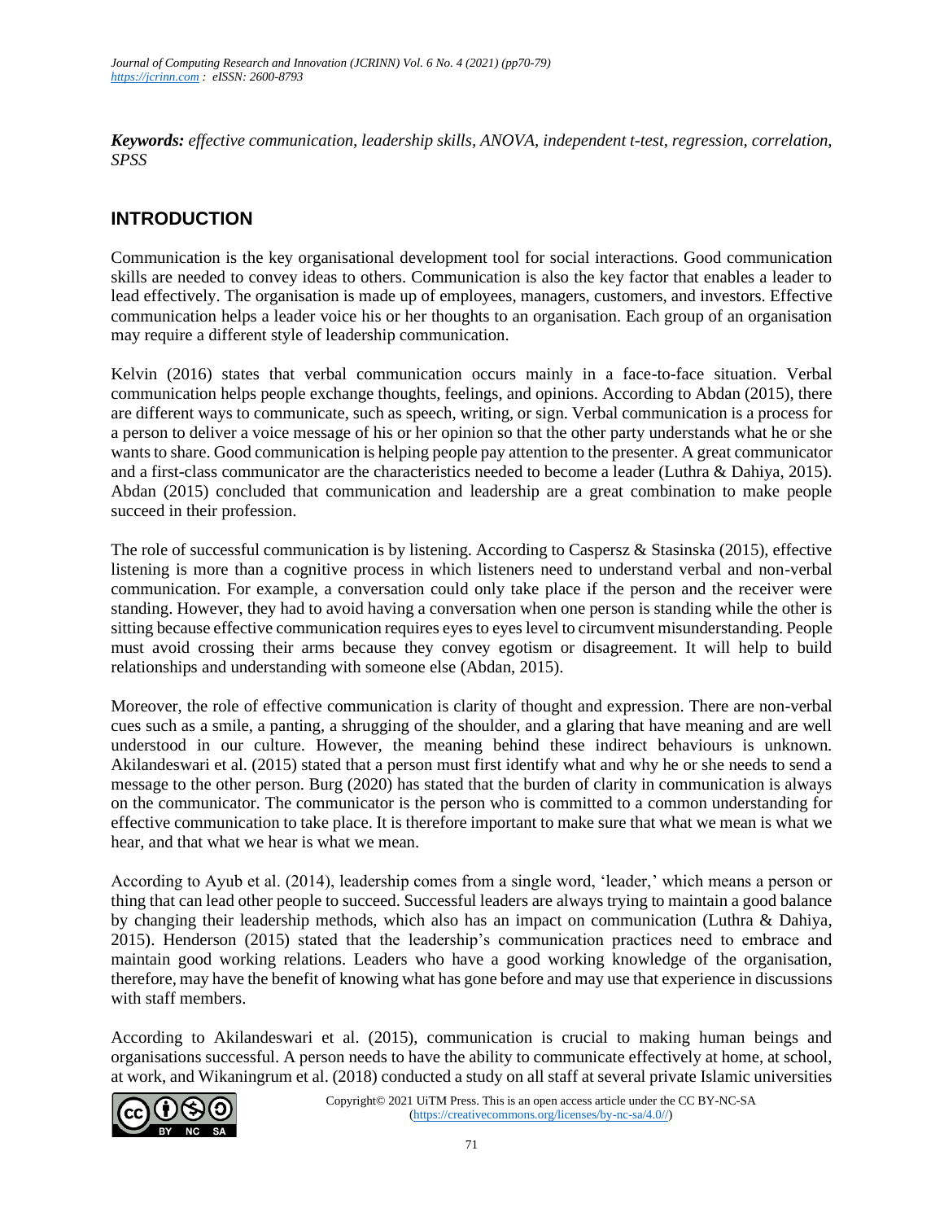***Keywords:*** *effective communication, leadership skills, ANOVA, independent t-test, regression, correlation, SPSS*

## INTRODUCTION

Communication is the key organisational development tool for social interactions. Good communication skills are needed to convey ideas to others. Communication is also the key factor that enables a leader to lead effectively. The organisation is made up of employees, managers, customers, and investors. Effective communication helps a leader voice his or her thoughts to an organisation. Each group of an organisation may require a different style of leadership communication.

Kelvin (2016) states that verbal communication occurs mainly in a face-to-face situation. Verbal communication helps people exchange thoughts, feelings, and opinions. According to Abdan (2015), there are different ways to communicate, such as speech, writing, or sign. Verbal communication is a process for a person to deliver a voice message of his or her opinion so that the other party understands what he or she wants to share. Good communication is helping people pay attention to the presenter. A great communicator and a first-class communicator are the characteristics needed to become a leader (Luthra & Dahiya, 2015). Abdan (2015) concluded that communication and leadership are a great combination to make people succeed in their profession.

The role of successful communication is by listening. According to Caspersz & Stasinska (2015), effective listening is more than a cognitive process in which listeners need to understand verbal and non-verbal communication. For example, a conversation could only take place if the person and the receiver were standing. However, they had to avoid having a conversation when one person is standing while the other is sitting because effective communication requires eyes to eyes level to circumvent misunderstanding. People must avoid crossing their arms because they convey egotism or disagreement. It will help to build relationships and understanding with someone else (Abdan, 2015).

Moreover, the role of effective communication is clarity of thought and expression. There are non-verbal cues such as a smile, a panting, a shrugging of the shoulder, and a glaring that have meaning and are well understood in our culture. However, the meaning behind these indirect behaviours is unknown. Akilandeswari et al. (2015) stated that a person must first identify what and why he or she needs to send a message to the other person. Burg (2020) has stated that the burden of clarity in communication is always on the communicator. The communicator is the person who is committed to a common understanding for effective communication to take place. It is therefore important to make sure that what we mean is what we hear, and that what we hear is what we mean.

According to Ayub et al. (2014), leadership comes from a single word, 'leader,' which means a person or thing that can lead other people to succeed. Successful leaders are always trying to maintain a good balance by changing their leadership methods, which also has an impact on communication (Luthra & Dahiya, 2015). Henderson (2015) stated that the leadership's communication practices need to embrace and maintain good working relations. Leaders who have a good working knowledge of the organisation, therefore, may have the benefit of knowing what has gone before and may use that experience in discussions with staff members.

According to Akilandeswari et al. (2015), communication is crucial to making human beings and organisations successful. A person needs to have the ability to communicate effectively at home, at school, at work, and Wikaningrum et al. (2018) conducted a study on all staff at several private Islamic universities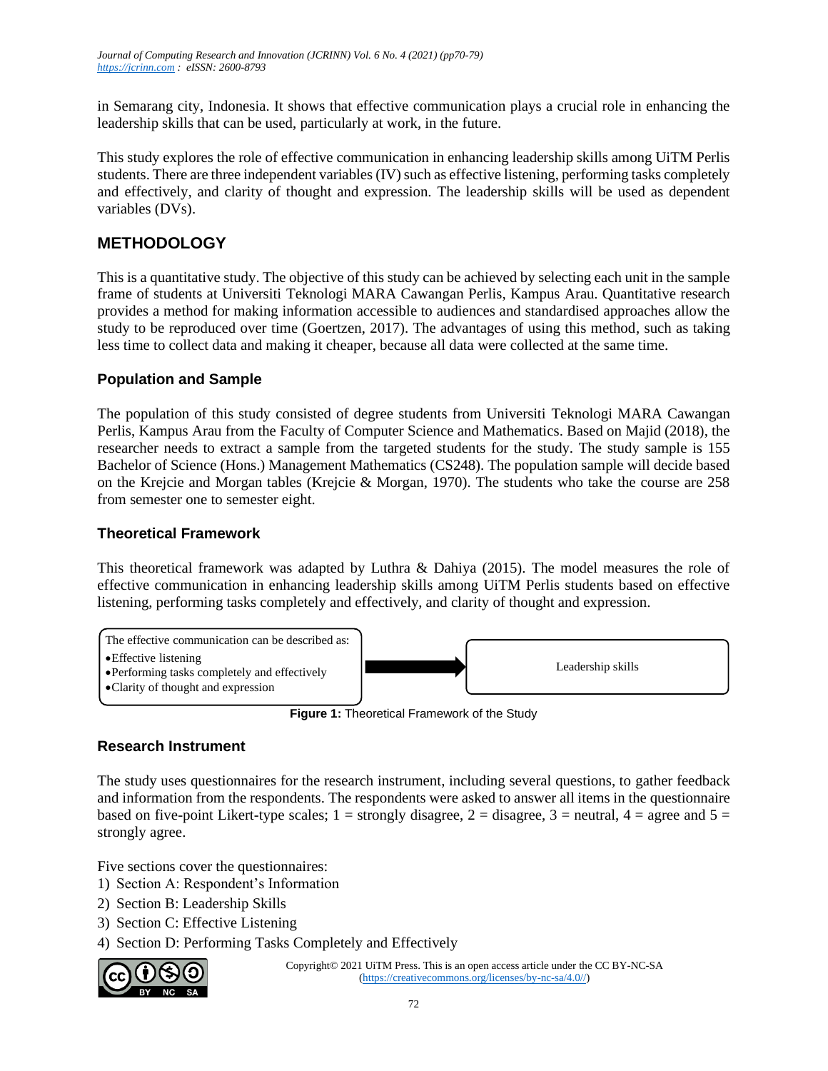in Semarang city, Indonesia. It shows that effective communication plays a crucial role in enhancing the leadership skills that can be used, particularly at work, in the future.

This study explores the role of effective communication in enhancing leadership skills among UiTM Perlis students. There are three independent variables (IV) such as effective listening, performing tasks completely and effectively, and clarity of thought and expression. The leadership skills will be used as dependent variables (DVs).

## METHODOLOGY

This is a quantitative study. The objective of this study can be achieved by selecting each unit in the sample frame of students at Universiti Teknologi MARA Cawangan Perlis, Kampus Arau. Quantitative research provides a method for making information accessible to audiences and standardised approaches allow the study to be reproduced over time (Goertzen, 2017). The advantages of using this method, such as taking less time to collect data and making it cheaper, because all data were collected at the same time.

### Population and Sample

The population of this study consisted of degree students from Universiti Teknologi MARA Cawangan Perlis, Kampus Arau from the Faculty of Computer Science and Mathematics. Based on Majid (2018), the researcher needs to extract a sample from the targeted students for the study. The study sample is 155 Bachelor of Science (Hons.) Management Mathematics (CS248). The population sample will decide based on the Krejcie and Morgan tables (Krejcie & Morgan, 1970). The students who take the course are 258 from semester one to semester eight.

### Theoretical Framework

This theoretical framework was adapted by Luthra & Dahiya (2015). The model measures the role of effective communication in enhancing leadership skills among UiTM Perlis students based on effective listening, performing tasks completely and effectively, and clarity of thought and expression.

The effective communication can be described as:
- Effective listening
- Performing tasks completely and effectively
- Clarity of thought and expression

→ Leadership skills

**Figure 1:** Theoretical Framework of the Study

### Research Instrument

The study uses questionnaires for the research instrument, including several questions, to gather feedback and information from the respondents. The respondents were asked to answer all items in the questionnaire based on five-point Likert-type scales; 1 = strongly disagree, 2 = disagree, 3 = neutral, 4 = agree and 5 = strongly agree.

Five sections cover the questionnaires:
1) Section A: Respondent's Information
2) Section B: Leadership Skills
3) Section C: Effective Listening
4) Section D: Performing Tasks Completely and Effectively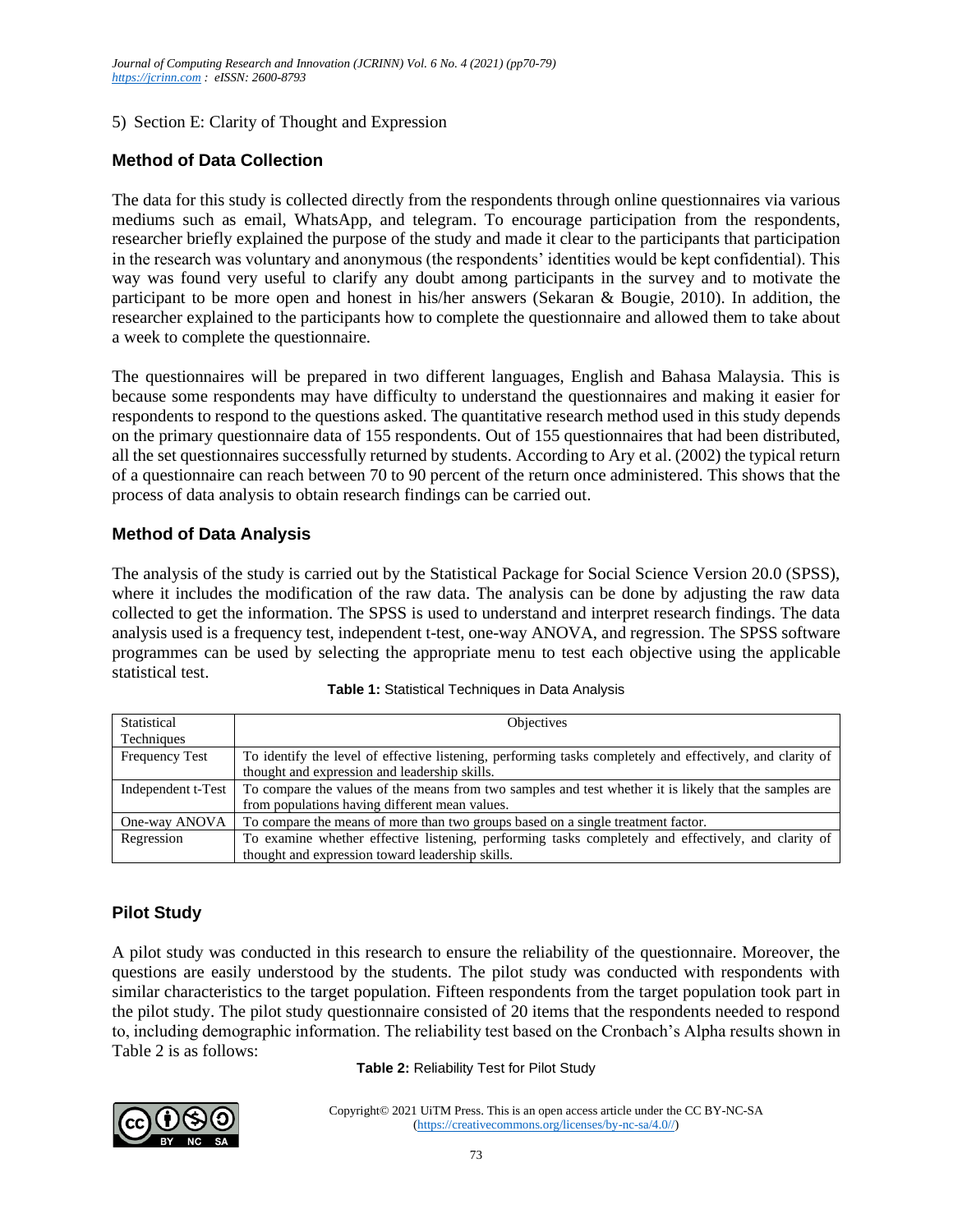5) Section E: Clarity of Thought and Expression

## Method of Data Collection

The data for this study is collected directly from the respondents through online questionnaires via various mediums such as email, WhatsApp, and telegram. To encourage participation from the respondents, researcher briefly explained the purpose of the study and made it clear to the participants that participation in the research was voluntary and anonymous (the respondents' identities would be kept confidential). This way was found very useful to clarify any doubt among participants in the survey and to motivate the participant to be more open and honest in his/her answers (Sekaran & Bougie, 2010). In addition, the researcher explained to the participants how to complete the questionnaire and allowed them to take about a week to complete the questionnaire.

The questionnaires will be prepared in two different languages, English and Bahasa Malaysia. This is because some respondents may have difficulty to understand the questionnaires and making it easier for respondents to respond to the questions asked. The quantitative research method used in this study depends on the primary questionnaire data of 155 respondents. Out of 155 questionnaires that had been distributed, all the set questionnaires successfully returned by students. According to Ary et al. (2002) the typical return of a questionnaire can reach between 70 to 90 percent of the return once administered. This shows that the process of data analysis to obtain research findings can be carried out.

## Method of Data Analysis

The analysis of the study is carried out by the Statistical Package for Social Science Version 20.0 (SPSS), where it includes the modification of the raw data. The analysis can be done by adjusting the raw data collected to get the information. The SPSS is used to understand and interpret research findings. The data analysis used is a frequency test, independent t-test, one-way ANOVA, and regression. The SPSS software programmes can be used by selecting the appropriate menu to test each objective using the applicable statistical test.

**Table 1:** Statistical Techniques in Data Analysis

| Statistical Techniques | Objectives |
|---|---|
| Frequency Test | To identify the level of effective listening, performing tasks completely and effectively, and clarity of thought and expression and leadership skills. |
| Independent t-Test | To compare the values of the means from two samples and test whether it is likely that the samples are from populations having different mean values. |
| One-way ANOVA | To compare the means of more than two groups based on a single treatment factor. |
| Regression | To examine whether effective listening, performing tasks completely and effectively, and clarity of thought and expression toward leadership skills. |

## Pilot Study

A pilot study was conducted in this research to ensure the reliability of the questionnaire. Moreover, the questions are easily understood by the students. The pilot study was conducted with respondents with similar characteristics to the target population. Fifteen respondents from the target population took part in the pilot study. The pilot study questionnaire consisted of 20 items that the respondents needed to respond to, including demographic information. The reliability test based on the Cronbach's Alpha results shown in Table 2 is as follows:

**Table 2:** Reliability Test for Pilot Study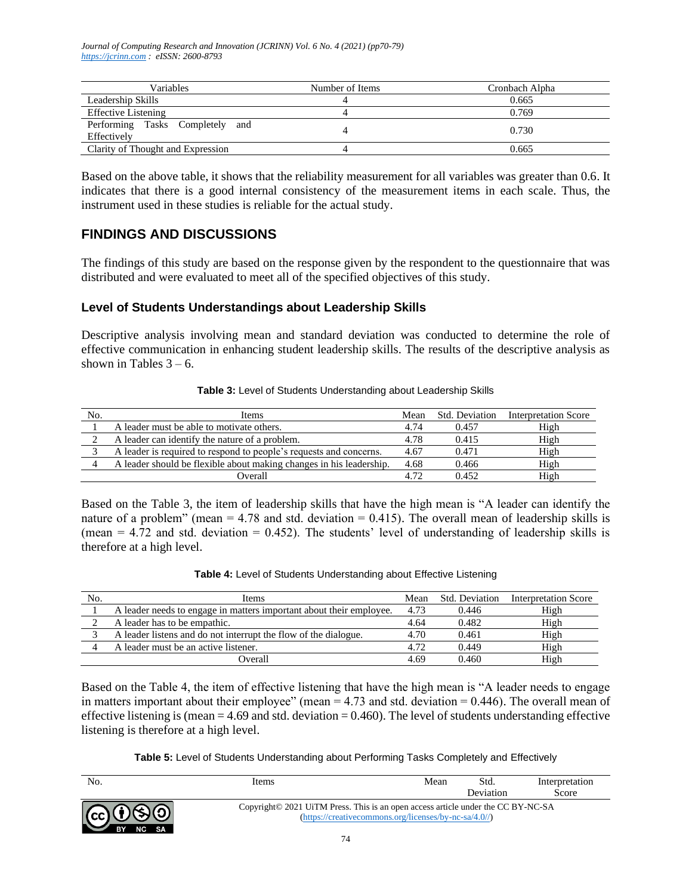| Variables | Number of Items | Cronbach Alpha |
|---|---|---|
| Leadership Skills | 4 | 0.665 |
| Effective Listening | 4 | 0.769 |
| Performing Tasks Completely and Effectively | 4 | 0.730 |
| Clarity of Thought and Expression | 4 | 0.665 |

Based on the above table, it shows that the reliability measurement for all variables was greater than 0.6. It indicates that there is a good internal consistency of the measurement items in each scale. Thus, the instrument used in these studies is reliable for the actual study.

## FINDINGS AND DISCUSSIONS

The findings of this study are based on the response given by the respondent to the questionnaire that was distributed and were evaluated to meet all of the specified objectives of this study.

### Level of Students Understandings about Leadership Skills

Descriptive analysis involving mean and standard deviation was conducted to determine the role of effective communication in enhancing student leadership skills. The results of the descriptive analysis as shown in Tables 3 – 6.

**Table 3:** Level of Students Understanding about Leadership Skills

| No. | Items | Mean | Std. Deviation | Interpretation Score |
|---|---|---|---|---|
| 1 | A leader must be able to motivate others. | 4.74 | 0.457 | High |
| 2 | A leader can identify the nature of a problem. | 4.78 | 0.415 | High |
| 3 | A leader is required to respond to people's requests and concerns. | 4.67 | 0.471 | High |
| 4 | A leader should be flexible about making changes in his leadership. | 4.68 | 0.466 | High |
| | Overall | 4.72 | 0.452 | High |

Based on the Table 3, the item of leadership skills that have the high mean is "A leader can identify the nature of a problem" (mean = 4.78 and std. deviation = 0.415). The overall mean of leadership skills is (mean = 4.72 and std. deviation = 0.452). The students' level of understanding of leadership skills is therefore at a high level.

**Table 4:** Level of Students Understanding about Effective Listening

| No. | Items | Mean | Std. Deviation | Interpretation Score |
|---|---|---|---|---|
| 1 | A leader needs to engage in matters important about their employee. | 4.73 | 0.446 | High |
| 2 | A leader has to be empathic. | 4.64 | 0.482 | High |
| 3 | A leader listens and do not interrupt the flow of the dialogue. | 4.70 | 0.461 | High |
| 4 | A leader must be an active listener. | 4.72 | 0.449 | High |
| | Overall | 4.69 | 0.460 | High |

Based on the Table 4, the item of effective listening that have the high mean is "A leader needs to engage in matters important about their employee" (mean = 4.73 and std. deviation = 0.446). The overall mean of effective listening is (mean = 4.69 and std. deviation = 0.460). The level of students understanding effective listening is therefore at a high level.

**Table 5:** Level of Students Understanding about Performing Tasks Completely and Effectively

| No. | Items | Mean | Std. Deviation | Interpretation Score |
|---|---|---|---|---|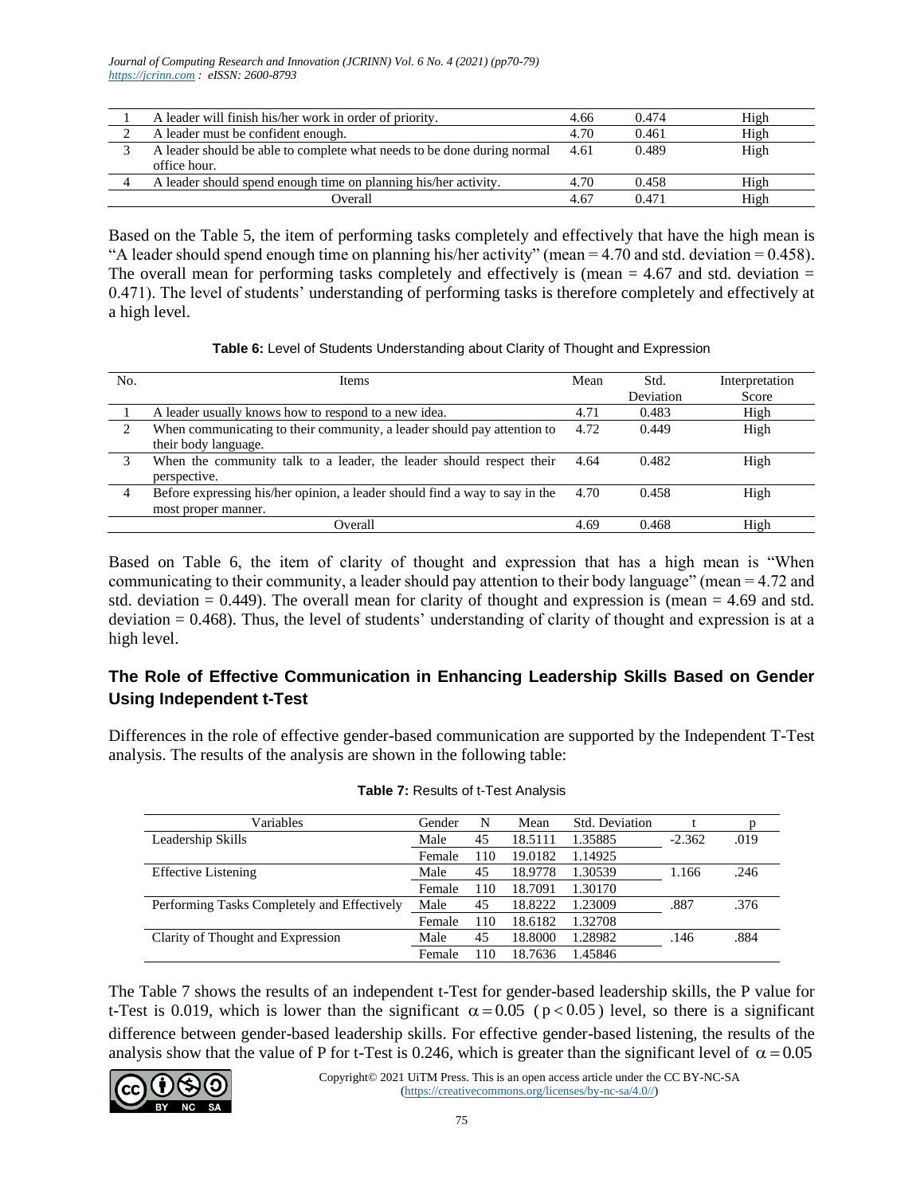| 1 | A leader will finish his/her work in order of priority. | 4.66 | 0.474 | High |
|---|---|---|---|---|
| 2 | A leader must be confident enough. | 4.70 | 0.461 | High |
| 3 | A leader should be able to complete what needs to be done during normal office hour. | 4.61 | 0.489 | High |
| 4 | A leader should spend enough time on planning his/her activity. | 4.70 | 0.458 | High |
| | Overall | 4.67 | 0.471 | High |

Based on the Table 5, the item of performing tasks completely and effectively that have the high mean is "A leader should spend enough time on planning his/her activity" (mean = 4.70 and std. deviation = 0.458). The overall mean for performing tasks completely and effectively is (mean = 4.67 and std. deviation = 0.471). The level of students' understanding of performing tasks is therefore completely and effectively at a high level.

**Table 6:** Level of Students Understanding about Clarity of Thought and Expression

| No. | Items | Mean | Std. Deviation | Interpretation Score |
|---|---|---|---|---|
| 1 | A leader usually knows how to respond to a new idea. | 4.71 | 0.483 | High |
| 2 | When communicating to their community, a leader should pay attention to their body language. | 4.72 | 0.449 | High |
| 3 | When the community talk to a leader, the leader should respect their perspective. | 4.64 | 0.482 | High |
| 4 | Before expressing his/her opinion, a leader should find a way to say in the most proper manner. | 4.70 | 0.458 | High |
| | Overall | 4.69 | 0.468 | High |

Based on Table 6, the item of clarity of thought and expression that has a high mean is "When communicating to their community, a leader should pay attention to their body language" (mean = 4.72 and std. deviation = 0.449). The overall mean for clarity of thought and expression is (mean = 4.69 and std. deviation = 0.468). Thus, the level of students' understanding of clarity of thought and expression is at a high level.

## The Role of Effective Communication in Enhancing Leadership Skills Based on Gender Using Independent t-Test

Differences in the role of effective gender-based communication are supported by the Independent T-Test analysis. The results of the analysis are shown in the following table:

**Table 7:** Results of t-Test Analysis

| Variables | Gender | N | Mean | Std. Deviation | t | p |
|---|---|---|---|---|---|---|
| Leadership Skills | Male | 45 | 18.5111 | 1.35885 | -2.362 | .019 |
| | Female | 110 | 19.0182 | 1.14925 | | |
| Effective Listening | Male | 45 | 18.9778 | 1.30539 | 1.166 | .246 |
| | Female | 110 | 18.7091 | 1.30170 | | |
| Performing Tasks Completely and Effectively | Male | 45 | 18.8222 | 1.23009 | .887 | .376 |
| | Female | 110 | 18.6182 | 1.32708 | | |
| Clarity of Thought and Expression | Male | 45 | 18.8000 | 1.28982 | .146 | .884 |
| | Female | 110 | 18.7636 | 1.45846 | | |

The Table 7 shows the results of an independent t-Test for gender-based leadership skills, the P value for t-Test is 0.019, which is lower than the significant $\alpha = 0.05$ ($p < 0.05$) level, so there is a significant difference between gender-based leadership skills. For effective gender-based listening, the results of the analysis show that the value of P for t-Test is 0.246, which is greater than the significant level of $\alpha = 0.05$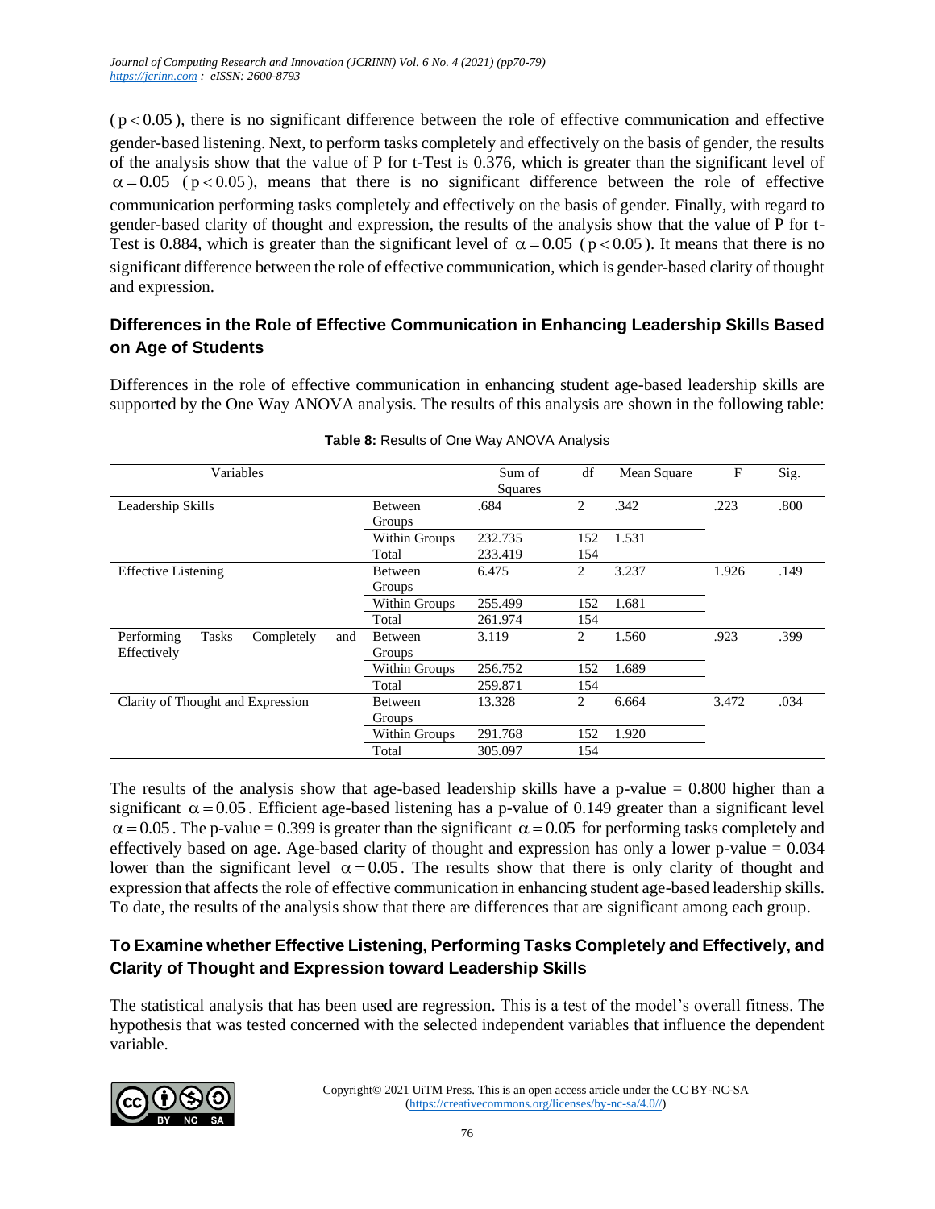( $p < 0.05$ ), there is no significant difference between the role of effective communication and effective gender-based listening. Next, to perform tasks completely and effectively on the basis of gender, the results of the analysis show that the value of P for t-Test is 0.376, which is greater than the significant level of $\alpha = 0.05$ ( $p < 0.05$ ), means that there is no significant difference between the role of effective communication performing tasks completely and effectively on the basis of gender. Finally, with regard to gender-based clarity of thought and expression, the results of the analysis show that the value of P for t-Test is 0.884, which is greater than the significant level of $\alpha = 0.05$ ( $p < 0.05$ ). It means that there is no significant difference between the role of effective communication, which is gender-based clarity of thought and expression.

## Differences in the Role of Effective Communication in Enhancing Leadership Skills Based on Age of Students

Differences in the role of effective communication in enhancing student age-based leadership skills are supported by the One Way ANOVA analysis. The results of this analysis are shown in the following table:

**Table 8:** Results of One Way ANOVA Analysis

| Variables | | Sum of Squares | df | Mean Square | F | Sig. |
|---|---|---|---|---|---|---|
| Leadership Skills | Between Groups | .684 | 2 | .342 | .223 | .800 |
| | Within Groups | 232.735 | 152 | 1.531 | | |
| | Total | 233.419 | 154 | | | |
| Effective Listening | Between Groups | 6.475 | 2 | 3.237 | 1.926 | .149 |
| | Within Groups | 255.499 | 152 | 1.681 | | |
| | Total | 261.974 | 154 | | | |
| Performing Tasks Completely and Effectively | Between Groups | 3.119 | 2 | 1.560 | .923 | .399 |
| | Within Groups | 256.752 | 152 | 1.689 | | |
| | Total | 259.871 | 154 | | | |
| Clarity of Thought and Expression | Between Groups | 13.328 | 2 | 6.664 | 3.472 | .034 |
| | Within Groups | 291.768 | 152 | 1.920 | | |
| | Total | 305.097 | 154 | | | |

The results of the analysis show that age-based leadership skills have a p-value = 0.800 higher than a significant $\alpha = 0.05$. Efficient age-based listening has a p-value of 0.149 greater than a significant level $\alpha = 0.05$. The p-value = 0.399 is greater than the significant $\alpha = 0.05$ for performing tasks completely and effectively based on age. Age-based clarity of thought and expression has only a lower p-value = 0.034 lower than the significant level $\alpha = 0.05$. The results show that there is only clarity of thought and expression that affects the role of effective communication in enhancing student age-based leadership skills. To date, the results of the analysis show that there are differences that are significant among each group.

## To Examine whether Effective Listening, Performing Tasks Completely and Effectively, and Clarity of Thought and Expression toward Leadership Skills

The statistical analysis that has been used are regression. This is a test of the model's overall fitness. The hypothesis that was tested concerned with the selected independent variables that influence the dependent variable.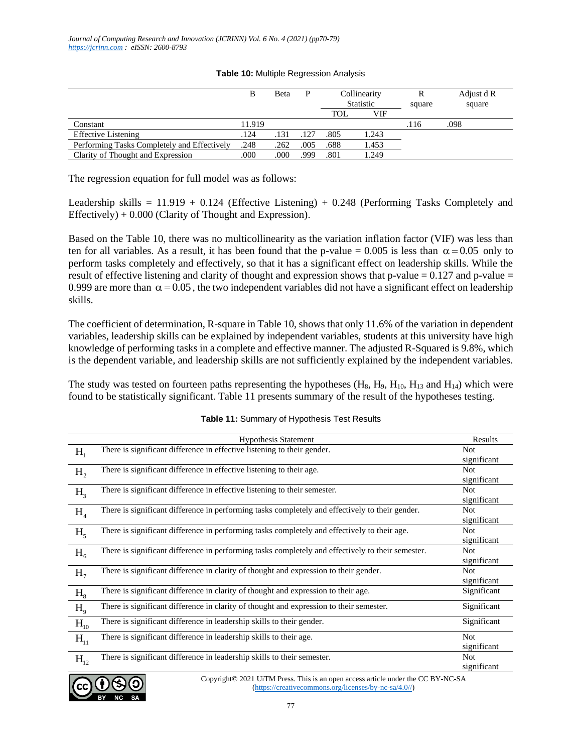**Table 10:** Multiple Regression Analysis

| | B | Beta | P | Collinearity Statistic | | R square | Adjust d R square |
|---|---|---|---|---|---|---|---|
| | | | | TOL | VIF | | |
| Constant | 11.919 | | | | | .116 | .098 |
| Effective Listening | .124 | .131 | .127 | .805 | 1.243 | | |
| Performing Tasks Completely and Effectively | .248 | .262 | .005 | .688 | 1.453 | | |
| Clarity of Thought and Expression | .000 | .000 | .999 | .801 | 1.249 | | |

The regression equation for full model was as follows:

Leadership skills = 11.919 + 0.124 (Effective Listening) + 0.248 (Performing Tasks Completely and Effectively) + 0.000 (Clarity of Thought and Expression).

Based on the Table 10, there was no multicollinearity as the variation inflation factor (VIF) was less than ten for all variables. As a result, it has been found that the p-value = 0.005 is less than $\alpha = 0.05$ only to perform tasks completely and effectively, so that it has a significant effect on leadership skills. While the result of effective listening and clarity of thought and expression shows that p-value = 0.127 and p-value = 0.999 are more than $\alpha = 0.05$, the two independent variables did not have a significant effect on leadership skills.

The coefficient of determination, R-square in Table 10, shows that only 11.6% of the variation in dependent variables, leadership skills can be explained by independent variables, students at this university have high knowledge of performing tasks in a complete and effective manner. The adjusted R-Squared is 9.8%, which is the dependent variable, and leadership skills are not sufficiently explained by the independent variables.

The study was tested on fourteen paths representing the hypotheses ($H_8$, $H_9$, $H_{10}$, $H_{13}$ and $H_{14}$) which were found to be statistically significant. Table 11 presents summary of the result of the hypotheses testing.

**Table 11:** Summary of Hypothesis Test Results

| | Hypothesis Statement | Results |
|---|---|---|
| $H_1$ | There is significant difference in effective listening to their gender. | Not significant |
| $H_2$ | There is significant difference in effective listening to their age. | Not significant |
| $H_3$ | There is significant difference in effective listening to their semester. | Not significant |
| $H_4$ | There is significant difference in performing tasks completely and effectively to their gender. | Not significant |
| $H_5$ | There is significant difference in performing tasks completely and effectively to their age. | Not significant |
| $H_6$ | There is significant difference in performing tasks completely and effectively to their semester. | Not significant |
| $H_7$ | There is significant difference in clarity of thought and expression to their gender. | Not significant |
| $H_8$ | There is significant difference in clarity of thought and expression to their age. | Significant |
| $H_9$ | There is significant difference in clarity of thought and expression to their semester. | Significant |
| $H_{10}$ | There is significant difference in leadership skills to their gender. | Significant |
| $H_{11}$ | There is significant difference in leadership skills to their age. | Not significant |
| $H_{12}$ | There is significant difference in leadership skills to their semester. | Not significant |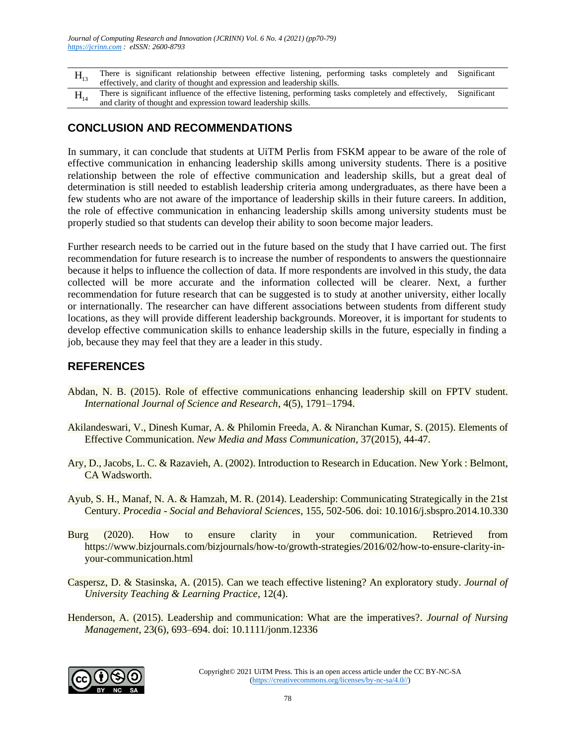| $H_{13}$ | There is significant relationship between effective listening, performing tasks completely and effectively, and clarity of thought and expression and leadership skills. | Significant |
|---|---|---|
| $H_{14}$ | There is significant influence of the effective listening, performing tasks completely and effectively, and clarity of thought and expression toward leadership skills. | Significant |

## CONCLUSION AND RECOMMENDATIONS

In summary, it can conclude that students at UiTM Perlis from FSKM appear to be aware of the role of effective communication in enhancing leadership skills among university students. There is a positive relationship between the role of effective communication and leadership skills, but a great deal of determination is still needed to establish leadership criteria among undergraduates, as there have been a few students who are not aware of the importance of leadership skills in their future careers. In addition, the role of effective communication in enhancing leadership skills among university students must be properly studied so that students can develop their ability to soon become major leaders.

Further research needs to be carried out in the future based on the study that I have carried out. The first recommendation for future research is to increase the number of respondents to answers the questionnaire because it helps to influence the collection of data. If more respondents are involved in this study, the data collected will be more accurate and the information collected will be clearer. Next, a further recommendation for future research that can be suggested is to study at another university, either locally or internationally. The researcher can have different associations between students from different study locations, as they will provide different leadership backgrounds. Moreover, it is important for students to develop effective communication skills to enhance leadership skills in the future, especially in finding a job, because they may feel that they are a leader in this study.

## REFERENCES

Abdan, N. B. (2015). Role of effective communications enhancing leadership skill on FPTV student. *International Journal of Science and Research*, 4(5), 1791–1794.

Akilandeswari, V., Dinesh Kumar, A. & Philomin Freeda, A. & Niranchan Kumar, S. (2015). Elements of Effective Communication. *New Media and Mass Communication*, 37(2015), 44-47.

Ary, D., Jacobs, L. C. & Razavieh, A. (2002). Introduction to Research in Education. New York : Belmont, CA Wadsworth.

Ayub, S. H., Manaf, N. A. & Hamzah, M. R. (2014). Leadership: Communicating Strategically in the 21st Century. *Procedia - Social and Behavioral Sciences*, 155, 502-506. doi: 10.1016/j.sbspro.2014.10.330

Burg (2020). How to ensure clarity in your communication. Retrieved from https://www.bizjournals.com/bizjournals/how-to/growth-strategies/2016/02/how-to-ensure-clarity-in-your-communication.html

Caspersz, D. & Stasinska, A. (2015). Can we teach effective listening? An exploratory study. *Journal of University Teaching & Learning Practice*, 12(4).

Henderson, A. (2015). Leadership and communication: What are the imperatives?. *Journal of Nursing Management*, 23(6), 693–694. doi: 10.1111/jonm.12336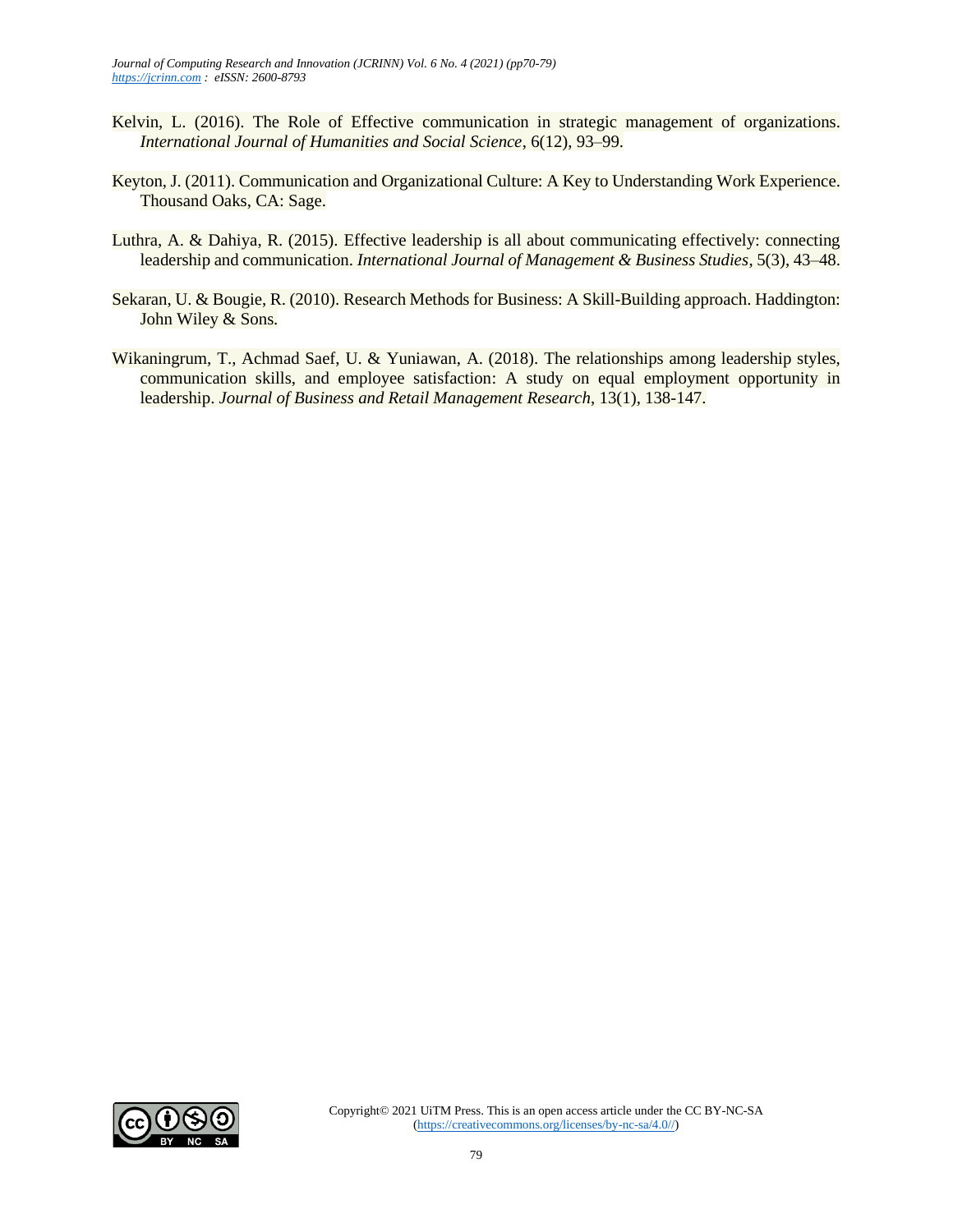Kelvin, L. (2016). The Role of Effective communication in strategic management of organizations. *International Journal of Humanities and Social Science*, 6(12), 93–99.

Keyton, J. (2011). Communication and Organizational Culture: A Key to Understanding Work Experience. Thousand Oaks, CA: Sage.

Luthra, A. & Dahiya, R. (2015). Effective leadership is all about communicating effectively: connecting leadership and communication. *International Journal of Management & Business Studies*, 5(3), 43–48.

Sekaran, U. & Bougie, R. (2010). Research Methods for Business: A Skill-Building approach. Haddington: John Wiley & Sons.

Wikaningrum, T., Achmad Saef, U. & Yuniawan, A. (2018). The relationships among leadership styles, communication skills, and employee satisfaction: A study on equal employment opportunity in leadership. *Journal of Business and Retail Management Research*, 13(1), 138-147.

Copyright© 2021 UiTM Press. This is an open access article under the CC BY-NC-SA (https://creativecommons.org/licenses/by-nc-sa/4.0//)